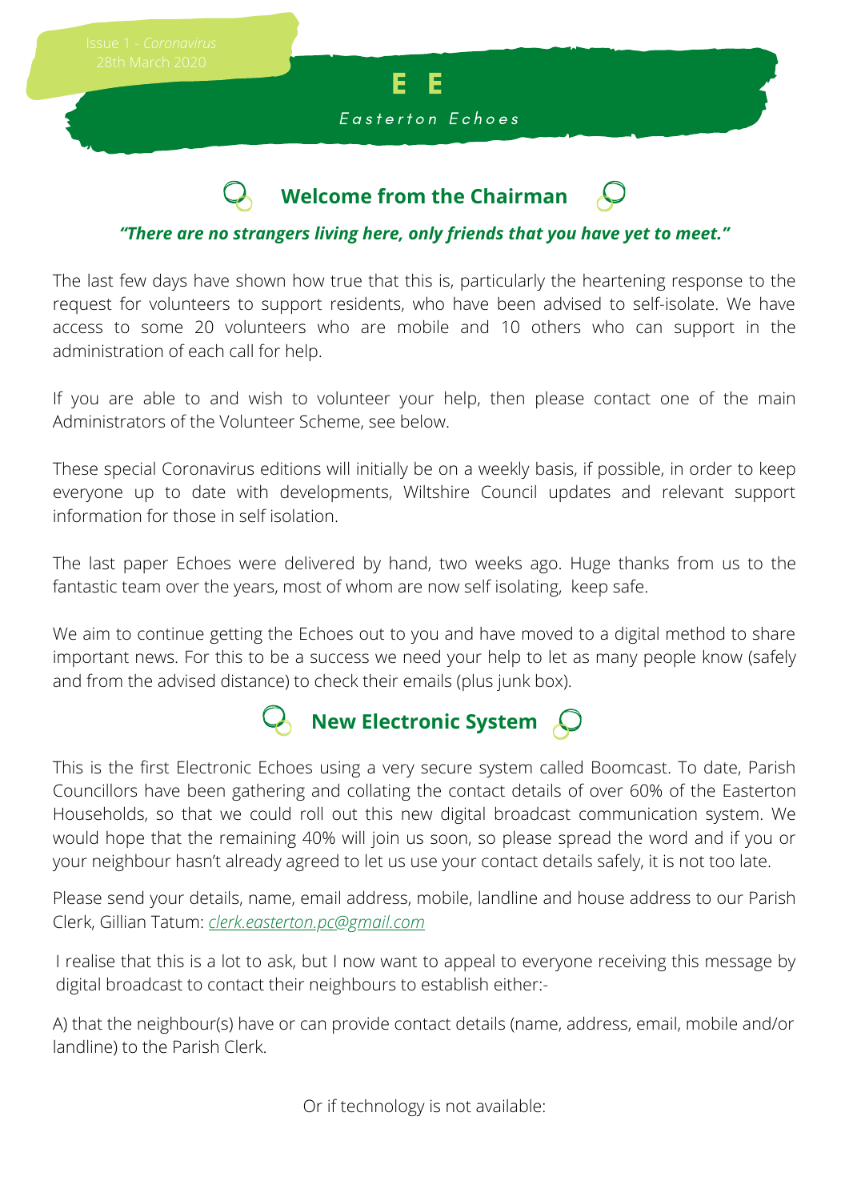Issue 1 - *Coronavirus*
28th March 2020

# E E

Easterton Echoes

## Welcome from the Chairman

***"There are no strangers living here, only friends that you have yet to meet."***

The last few days have shown how true that this is, particularly the heartening response to the request for volunteers to support residents, who have been advised to self-isolate. We have access to some 20 volunteers who are mobile and 10 others who can support in the administration of each call for help.

If you are able to and wish to volunteer your help, then please contact one of the main Administrators of the Volunteer Scheme, see below.

These special Coronavirus editions will initially be on a weekly basis, if possible, in order to keep everyone up to date with developments, Wiltshire Council updates and relevant support information for those in self isolation.

The last paper Echoes were delivered by hand, two weeks ago. Huge thanks from us to the fantastic team over the years, most of whom are now self isolating, keep safe.

We aim to continue getting the Echoes out to you and have moved to a digital method to share important news. For this to be a success we need your help to let as many people know (safely and from the advised distance) to check their emails (plus junk box).

## New Electronic System

This is the first Electronic Echoes using a very secure system called Boomcast. To date, Parish Councillors have been gathering and collating the contact details of over 60% of the Easterton Households, so that we could roll out this new digital broadcast communication system. We would hope that the remaining 40% will join us soon, so please spread the word and if you or your neighbour hasn't already agreed to let us use your contact details safely, it is not too late.

Please send your details, name, email address, mobile, landline and house address to our Parish Clerk, Gillian Tatum: *clerk.easterton.pc@gmail.com*

I realise that this is a lot to ask, but I now want to appeal to everyone receiving this message by digital broadcast to contact their neighbours to establish either:-

A) that the neighbour(s) have or can provide contact details (name, address, email, mobile and/or landline) to the Parish Clerk.

Or if technology is not available: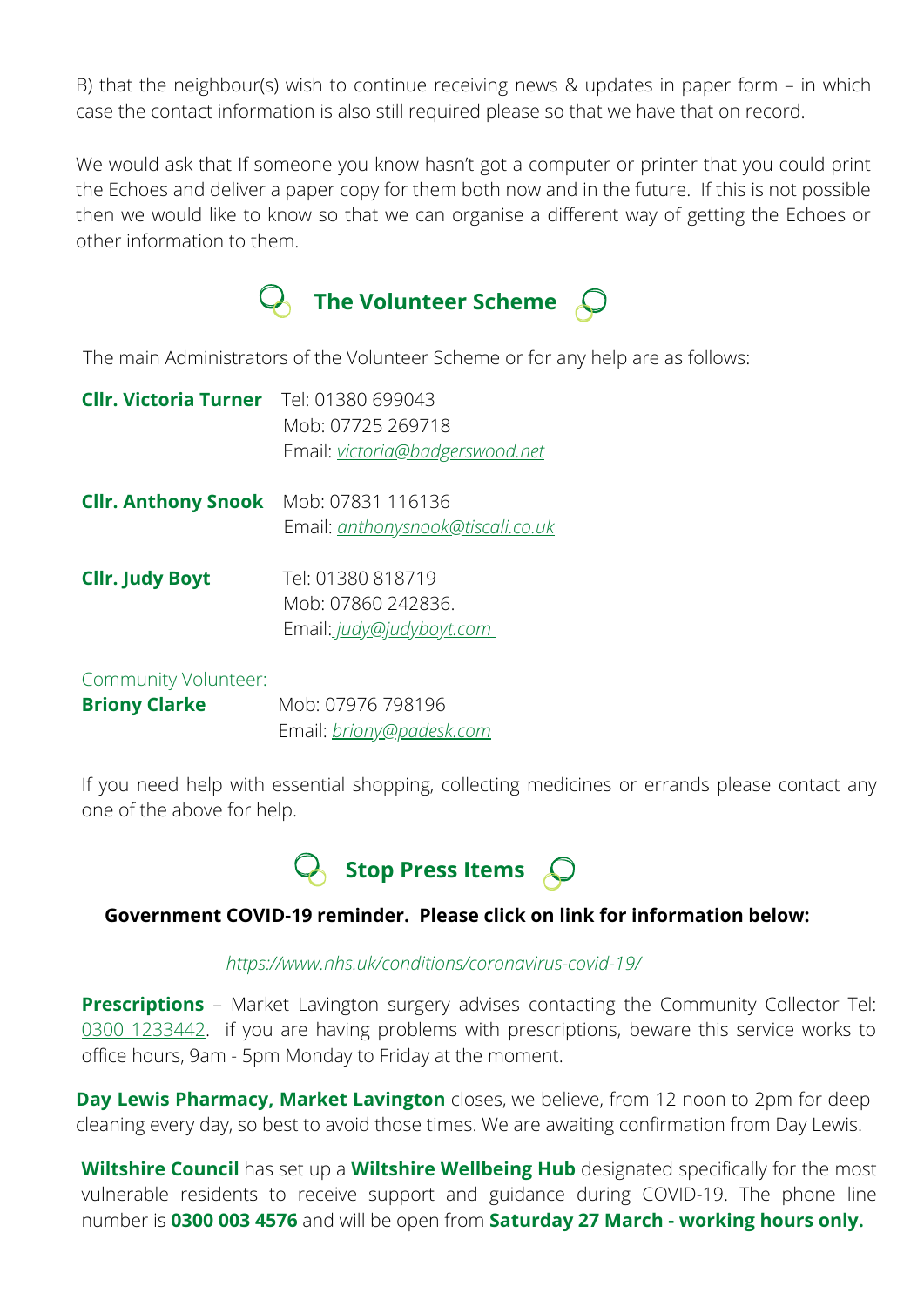B) that the neighbour(s) wish to continue receiving news & updates in paper form – in which case the contact information is also still required please so that we have that on record.

We would ask that If someone you know hasn't got a computer or printer that you could print the Echoes and deliver a paper copy for them both now and in the future. If this is not possible then we would like to know so that we can organise a different way of getting the Echoes or other information to them.

## The Volunteer Scheme

The main Administrators of the Volunteer Scheme or for any help are as follows:

**Cllr. Victoria Turner**
Tel: 01380 699043
Mob: 07725 269718
Email: *victoria@badgerswood.net*

**Cllr. Anthony Snook**
Mob: 07831 116136
Email: *anthonysnook@tiscali.co.uk*

**Cllr. Judy Boyt**
Tel: 01380 818719
Mob: 07860 242836.
Email: *judy@judyboyt.com*

Community Volunteer:
**Briony Clarke**
Mob: 07976 798196
Email: *briony@padesk.com*

If you need help with essential shopping, collecting medicines or errands please contact any one of the above for help.

## Stop Press Items

**Government COVID-19 reminder. Please click on link for information below:**

*https://www.nhs.uk/conditions/coronavirus-covid-19/*

**Prescriptions** – Market Lavington surgery advises contacting the Community Collector Tel: 0300 1233442. if you are having problems with prescriptions, beware this service works to office hours, 9am - 5pm Monday to Friday at the moment.

**Day Lewis Pharmacy, Market Lavington** closes, we believe, from 12 noon to 2pm for deep cleaning every day, so best to avoid those times. We are awaiting confirmation from Day Lewis.

**Wiltshire Council** has set up a **Wiltshire Wellbeing Hub** designated specifically for the most vulnerable residents to receive support and guidance during COVID-19. The phone line number is **0300 003 4576** and will be open from **Saturday 27 March - working hours only.**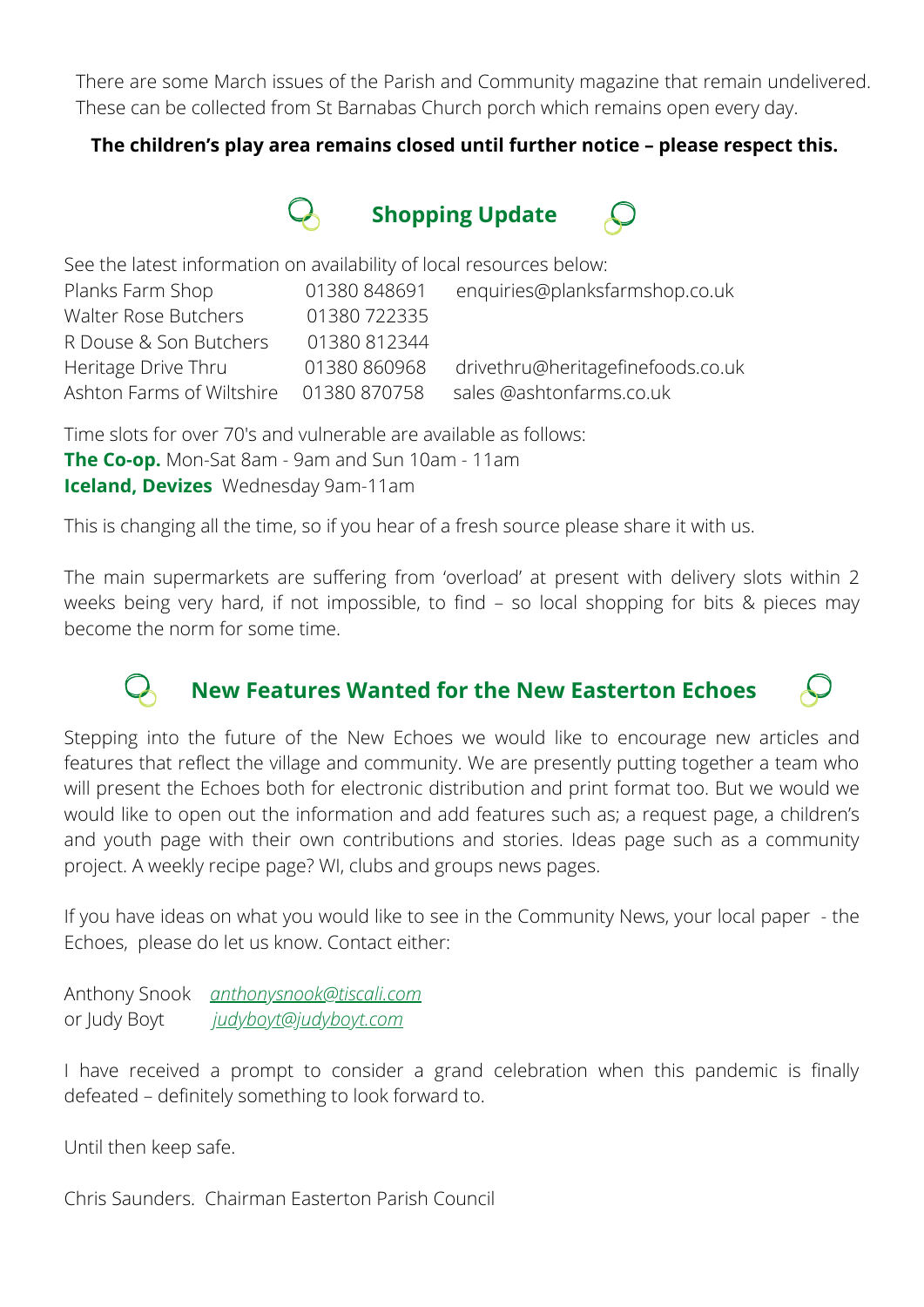There are some March issues of the Parish and Community magazine that remain undelivered. These can be collected from St Barnabas Church porch which remains open every day.

**The children's play area remains closed until further notice – please respect this.**

## Shopping Update

See the latest information on availability of local resources below:

| | | |
|---|---|---|
| Planks Farm Shop | 01380 848691 | enquiries@planksfarmshop.co.uk |
| Walter Rose Butchers | 01380 722335 | |
| R Douse & Son Butchers | 01380 812344 | |
| Heritage Drive Thru | 01380 860968 | drivethru@heritagefinefoods.co.uk |
| Ashton Farms of Wiltshire | 01380 870758 | sales @ashtonfarms.co.uk |

Time slots for over 70's and vulnerable are available as follows:
**The Co-op.** Mon-Sat 8am - 9am and Sun 10am - 11am
**Iceland, Devizes** Wednesday 9am-11am

This is changing all the time, so if you hear of a fresh source please share it with us.

The main supermarkets are suffering from 'overload' at present with delivery slots within 2 weeks being very hard, if not impossible, to find – so local shopping for bits & pieces may become the norm for some time.

## New Features Wanted for the New Easterton Echoes

Stepping into the future of the New Echoes we would like to encourage new articles and features that reflect the village and community. We are presently putting together a team who will present the Echoes both for electronic distribution and print format too. But we would we would like to open out the information and add features such as; a request page, a children's and youth page with their own contributions and stories. Ideas page such as a community project. A weekly recipe page? WI, clubs and groups news pages.

If you have ideas on what you would like to see in the Community News, your local paper - the Echoes, please do let us know. Contact either:

Anthony Snook *anthonysnook@tiscali.com*
or Judy Boyt *judyboyt@judyboyt.com*

I have received a prompt to consider a grand celebration when this pandemic is finally defeated – definitely something to look forward to.

Until then keep safe.

Chris Saunders. Chairman Easterton Parish Council